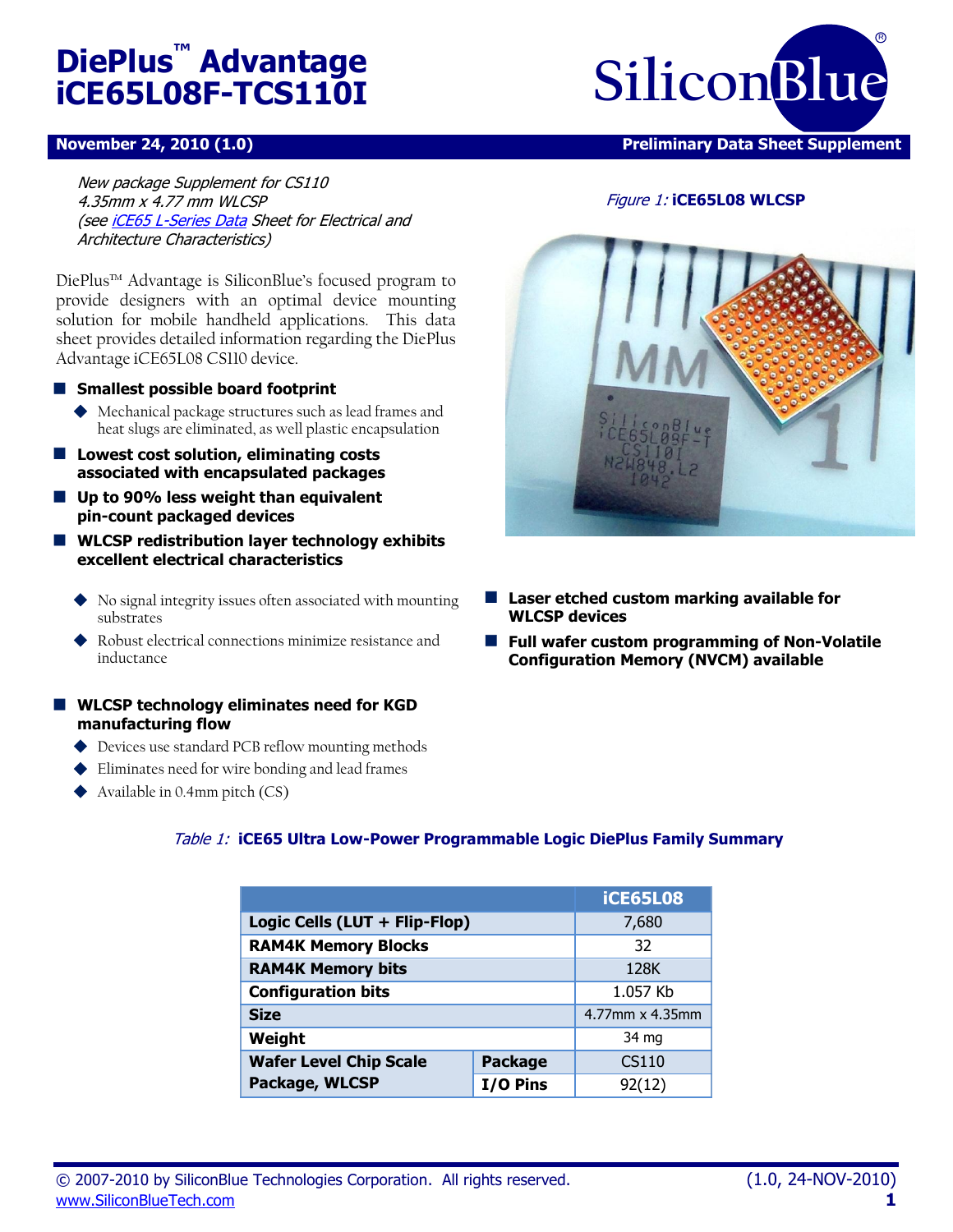# DiePlus™ Advantage iCE65L08F-TCS110I

**November 24, 2010 (1.0)** — **Preliminary Data Sheet Supplement**

*New package Supplement for CS110*
*4.35mm x 4.77 mm WLCSP*
*(see iCE65 L-Series Data Sheet for Electrical and Architecture Characteristics)*

DiePlus™ Advantage is SiliconBlue's focused program to provide designers with an optimal device mounting solution for mobile handheld applications. This data sheet provides detailed information regarding the DiePlus Advantage iCE65L08 CS110 device.

- **Smallest possible board footprint**
  - Mechanical package structures such as lead frames and heat slugs are eliminated, as well plastic encapsulation
- **Lowest cost solution, eliminating costs associated with encapsulated packages**
- **Up to 90% less weight than equivalent pin-count packaged devices**
- **WLCSP redistribution layer technology exhibits excellent electrical characteristics**
  - No signal integrity issues often associated with mounting substrates
  - Robust electrical connections minimize resistance and inductance
- **WLCSP technology eliminates need for KGD manufacturing flow**
  - Devices use standard PCB reflow mounting methods
  - Eliminates need for wire bonding and lead frames
  - Available in 0.4mm pitch (CS)

*Figure 1:* **iCE65L08 WLCSP**

- **Laser etched custom marking available for WLCSP devices**
- **Full wafer custom programming of Non-Volatile Configuration Memory (NVCM) available**

*Table 1:* **iCE65 Ultra Low-Power Programmable Logic DiePlus Family Summary**

| | | iCE65L08 |
|---|---|---|
| **Logic Cells (LUT + Flip-Flop)** | | 7,680 |
| **RAM4K Memory Blocks** | | 32 |
| **RAM4K Memory bits** | | 128K |
| **Configuration bits** | | 1.057 Kb |
| **Size** | | 4.77mm x 4.35mm |
| **Weight** | | 34 mg |
| **Wafer Level Chip Scale Package, WLCSP** | **Package** | CS110 |
| | **I/O Pins** | 92(12) |

© 2007-2010 by SiliconBlue Technologies Corporation. All rights reserved.
www.SiliconBlueTech.com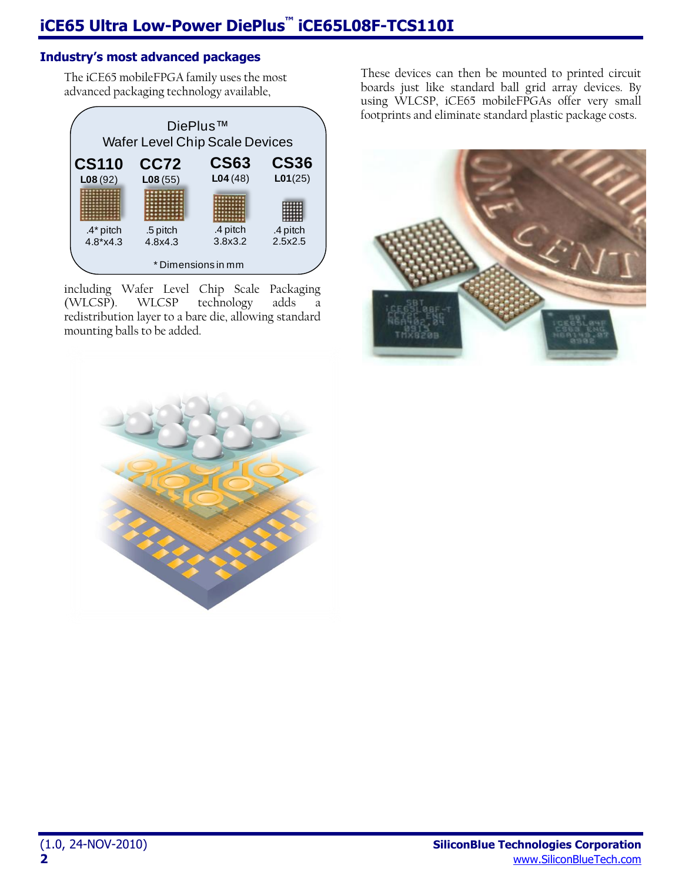## Industry's most advanced packages

The iCE65 mobileFPGA family uses the most advanced packaging technology available,

**DiePlus™ Wafer Level Chip Scale Devices**

| CS110 | CC72 | CS63 | CS36 |
|---|---|---|---|
| **L08** (92) | **L08** (55) | **L04** (48) | **L01**(25) |
| .4* pitch | .5 pitch | .4 pitch | .4 pitch |
| 4.8*x4.3 | 4.8x4.3 | 3.8x3.2 | 2.5x2.5 |

* Dimensions in mm

including Wafer Level Chip Scale Packaging (WLCSP). WLCSP technology adds a redistribution layer to a bare die, allowing standard mounting balls to be added.

These devices can then be mounted to printed circuit boards just like standard ball grid array devices. By using WLCSP, iCE65 mobileFPGAs offer very small footprints and eliminate standard plastic package costs.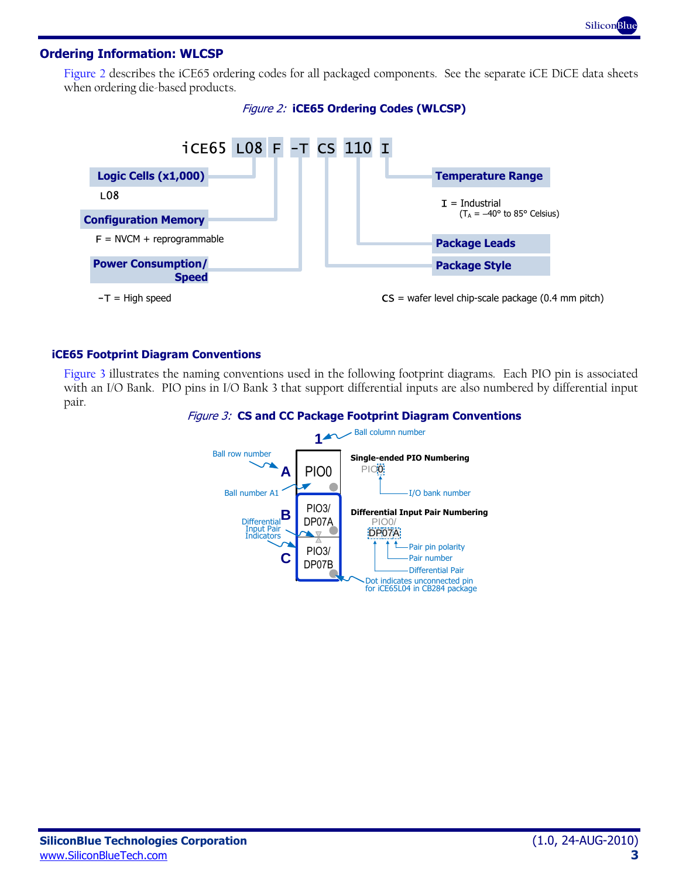## Ordering Information: WLCSP

Figure 2 describes the iCE65 ordering codes for all packaged components. See the separate iCE DiCE data sheets when ordering die-based products.

*Figure 2:* **iCE65 Ordering Codes (WLCSP)**

iCE65 L08 F -T CS 110 I

- **Logic Cells (x1,000)**
  - L08
- **Configuration Memory**
  - F = NVCM + reprogrammable
- **Power Consumption/ Speed**
  - -T = High speed
- **Package Style**
  - CS = wafer level chip-scale package (0.4 mm pitch)
- **Package Leads**
- **Temperature Range**
  - I = Industrial ($T_A$ = –40° to 85° Celsius)

### iCE65 Footprint Diagram Conventions

Figure 3 illustrates the naming conventions used in the following footprint diagrams. Each PIO pin is associated with an I/O Bank. PIO pins in I/O Bank 3 that support differential inputs are also numbered by differential input pair.

*Figure 3:* **CS and CC Package Footprint Diagram Conventions**

- Ball column number: 1
- Ball row number: A, B, C
- Ball number A1: PIO0
- B: PIO3/ DP07A
- C: PIO3/ DP07B
- Differential Input Pair Indicators
- Dot indicates unconnected pin for iCE65L04 in CB284 package

**Single-ended PIO Numbering**

PIO0 — 0: I/O bank number

**Differential Input Pair Numbering**

PIO0/ DP07A — DP: Differential Pair; 07: Pair number; A: Pair pin polarity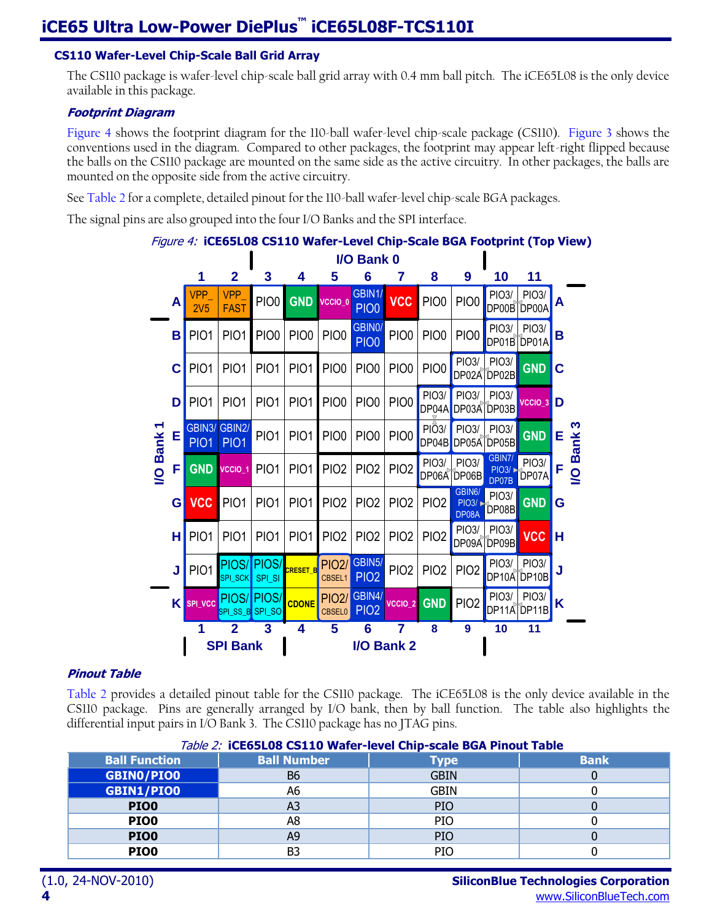## CS110 Wafer-Level Chip-Scale Ball Grid Array

The CS110 package is wafer-level chip-scale ball grid array with 0.4 mm ball pitch. The iCE65L08 is the only device available in this package.

### Footprint Diagram

Figure 4 shows the footprint diagram for the 110-ball wafer-level chip-scale package (CS110). Figure 3 shows the conventions used in the diagram. Compared to other packages, the footprint may appear left-right flipped because the balls on the CS110 package are mounted on the same side as the active circuitry. In other packages, the balls are mounted on the opposite side from the active circuitry.

See Table 2 for a complete, detailed pinout for the 110-ball wafer-level chip-scale BGA packages.

The signal pins are also grouped into the four I/O Banks and the SPI interface.

*Figure 4:* **iCE65L08 CS110 Wafer-Level Chip-Scale BGA Footprint (Top View)**

I/O Bank 0 (top), I/O Bank 1 (left), I/O Bank 3 (right), SPI Bank and I/O Bank 2 (bottom)

| | 1 | 2 | 3 | 4 | 5 | 6 | 7 | 8 | 9 | 10 | 11 | |
|---|---|---|---|---|---|---|---|---|---|---|---|---|
| **A** | VPP_2V5 | VPP_FAST | PIO0 | GND | VCCIO_0 | GBIN1/PIO0 | VCC | PIO0 | PIO0 | PIO3/DP00B | PIO3/DP00A | **A** |
| **B** | PIO1 | PIO1 | PIO0 | PIO0 | PIO0 | GBIN0/PIO0 | PIO0 | PIO0 | PIO0 | PIO3/DP01B | PIO3/DP01A | **B** |
| **C** | PIO1 | PIO1 | PIO1 | PIO1 | PIO0 | PIO0 | PIO0 | PIO0 | PIO3/DP02A | PIO3/DP02B | GND | **C** |
| **D** | PIO1 | PIO1 | PIO1 | PIO1 | PIO0 | PIO0 | PIO0 | PIO3/DP04A | PIO3/DP03A | PIO3/DP03B | VCCIO_3 | **D** |
| **E** | GBIN3/PIO1 | GBIN2/PIO1 | PIO1 | PIO1 | PIO0 | PIO0 | PIO0 | PIO3/DP04B | PIO3/DP05A | PIO3/DP05B | GND | **E** |
| **F** | GND | VCCIO_1 | PIO1 | PIO1 | PIO2 | PIO2 | PIO2 | PIO3/DP06A | PIO3/DP06B | GBIN7/PIO3/DP07B | PIO3/DP07A | **F** |
| **G** | VCC | PIO1 | PIO1 | PIO1 | PIO2 | PIO2 | PIO2 | PIO2 | GBIN6/PIO3/DP08A | PIO3/DP08B | GND | **G** |
| **H** | PIO1 | PIO1 | PIO1 | PIO1 | PIO2 | PIO2 | PIO2 | PIO2 | PIO3/DP09A | PIO3/DP09B | VCC | **H** |
| **J** | PIO1 | PIOS/SPI_SCK | PIOS/SPI_SI | CRESET_B | PIO2/CBSEL1 | GBIN5/PIO2 | PIO2 | PIO2 | PIO2 | PIO3/DP10A | PIO3/DP10B | **J** |
| **K** | SPI_VCC | PIOS/SPI_SS_B | PIOS/SPI_SO | CDONE | PIO2/CBSEL0 | GBIN4/PIO2 | VCCIO_2 | GND | PIO2 | PIO3/DP11A | PIO3/DP11B | **K** |
| | 1 | 2 | 3 | 4 | 5 | 6 | 7 | 8 | 9 | 10 | 11 | |

### Pinout Table

Table 2 provides a detailed pinout table for the CS110 package. The iCE65L08 is the only device available in the CS110 package. Pins are generally arranged by I/O bank, then by ball function. The table also highlights the differential input pairs in I/O Bank 3. The CS110 package has no JTAG pins.

*Table 2:* **iCE65L08 CS110 Wafer-level Chip-scale BGA Pinout Table**

| Ball Function | Ball Number | Type | Bank |
|---|---|---|---|
| **GBIN0/PIO0** | B6 | GBIN | 0 |
| **GBIN1/PIO0** | A6 | GBIN | 0 |
| **PIO0** | A3 | PIO | 0 |
| **PIO0** | A8 | PIO | 0 |
| **PIO0** | A9 | PIO | 0 |
| **PIO0** | B3 | PIO | 0 |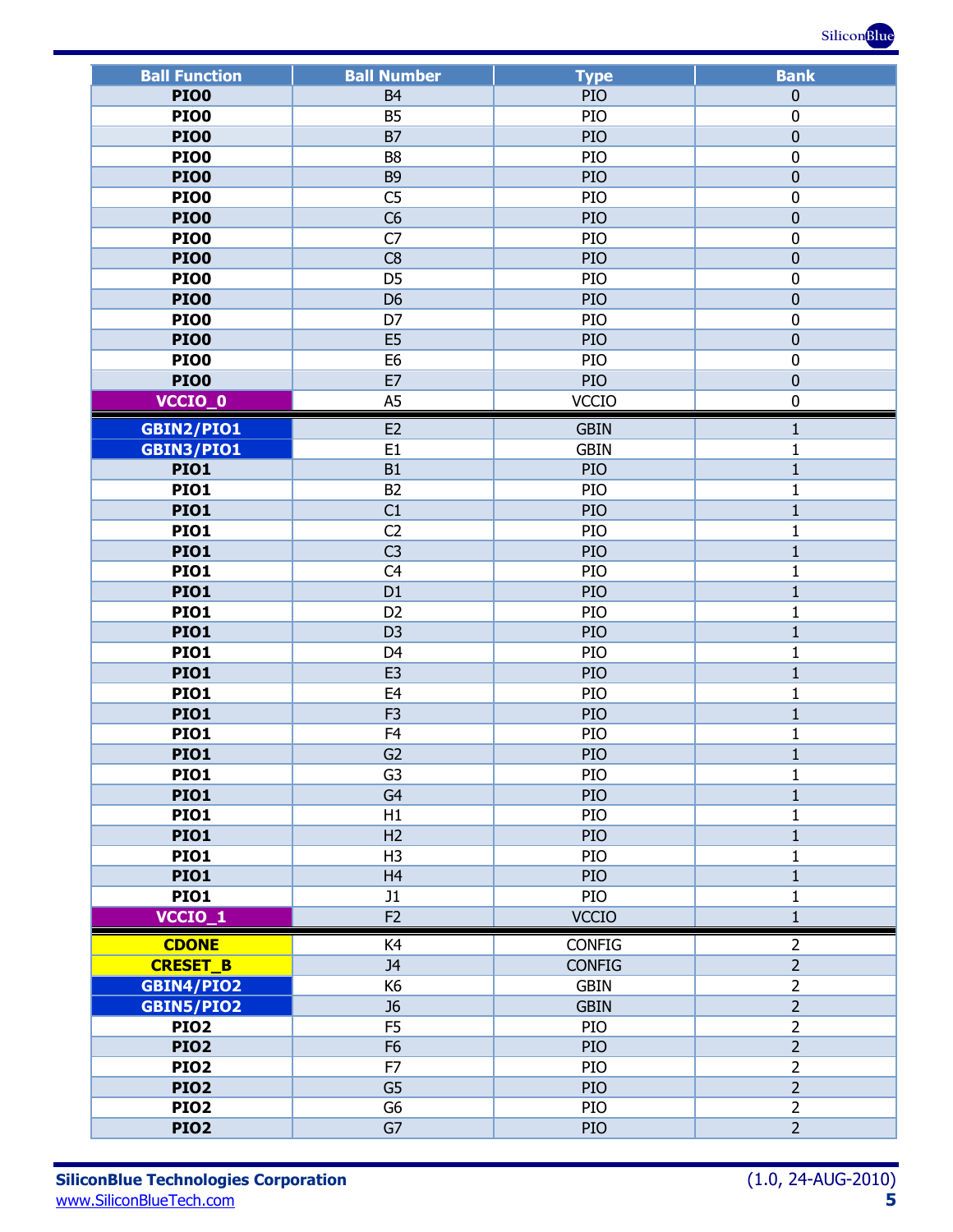| Ball Function | Ball Number | Type | Bank |
|---|---|---|---|
| **PIO0** | B4 | PIO | 0 |
| **PIO0** | B5 | PIO | 0 |
| **PIO0** | B7 | PIO | 0 |
| **PIO0** | B8 | PIO | 0 |
| **PIO0** | B9 | PIO | 0 |
| **PIO0** | C5 | PIO | 0 |
| **PIO0** | C6 | PIO | 0 |
| **PIO0** | C7 | PIO | 0 |
| **PIO0** | C8 | PIO | 0 |
| **PIO0** | D5 | PIO | 0 |
| **PIO0** | D6 | PIO | 0 |
| **PIO0** | D7 | PIO | 0 |
| **PIO0** | E5 | PIO | 0 |
| **PIO0** | E6 | PIO | 0 |
| **PIO0** | E7 | PIO | 0 |
| **VCCIO_0** | A5 | VCCIO | 0 |
| **GBIN2/PIO1** | E2 | GBIN | 1 |
| **GBIN3/PIO1** | E1 | GBIN | 1 |
| **PIO1** | B1 | PIO | 1 |
| **PIO1** | B2 | PIO | 1 |
| **PIO1** | C1 | PIO | 1 |
| **PIO1** | C2 | PIO | 1 |
| **PIO1** | C3 | PIO | 1 |
| **PIO1** | C4 | PIO | 1 |
| **PIO1** | D1 | PIO | 1 |
| **PIO1** | D2 | PIO | 1 |
| **PIO1** | D3 | PIO | 1 |
| **PIO1** | D4 | PIO | 1 |
| **PIO1** | E3 | PIO | 1 |
| **PIO1** | E4 | PIO | 1 |
| **PIO1** | F3 | PIO | 1 |
| **PIO1** | F4 | PIO | 1 |
| **PIO1** | G2 | PIO | 1 |
| **PIO1** | G3 | PIO | 1 |
| **PIO1** | G4 | PIO | 1 |
| **PIO1** | H1 | PIO | 1 |
| **PIO1** | H2 | PIO | 1 |
| **PIO1** | H3 | PIO | 1 |
| **PIO1** | H4 | PIO | 1 |
| **PIO1** | J1 | PIO | 1 |
| **VCCIO_1** | F2 | VCCIO | 1 |
| **CDONE** | K4 | CONFIG | 2 |
| **CRESET_B** | J4 | CONFIG | 2 |
| **GBIN4/PIO2** | K6 | GBIN | 2 |
| **GBIN5/PIO2** | J6 | GBIN | 2 |
| **PIO2** | F5 | PIO | 2 |
| **PIO2** | F6 | PIO | 2 |
| **PIO2** | F7 | PIO | 2 |
| **PIO2** | G5 | PIO | 2 |
| **PIO2** | G6 | PIO | 2 |
| **PIO2** | G7 | PIO | 2 |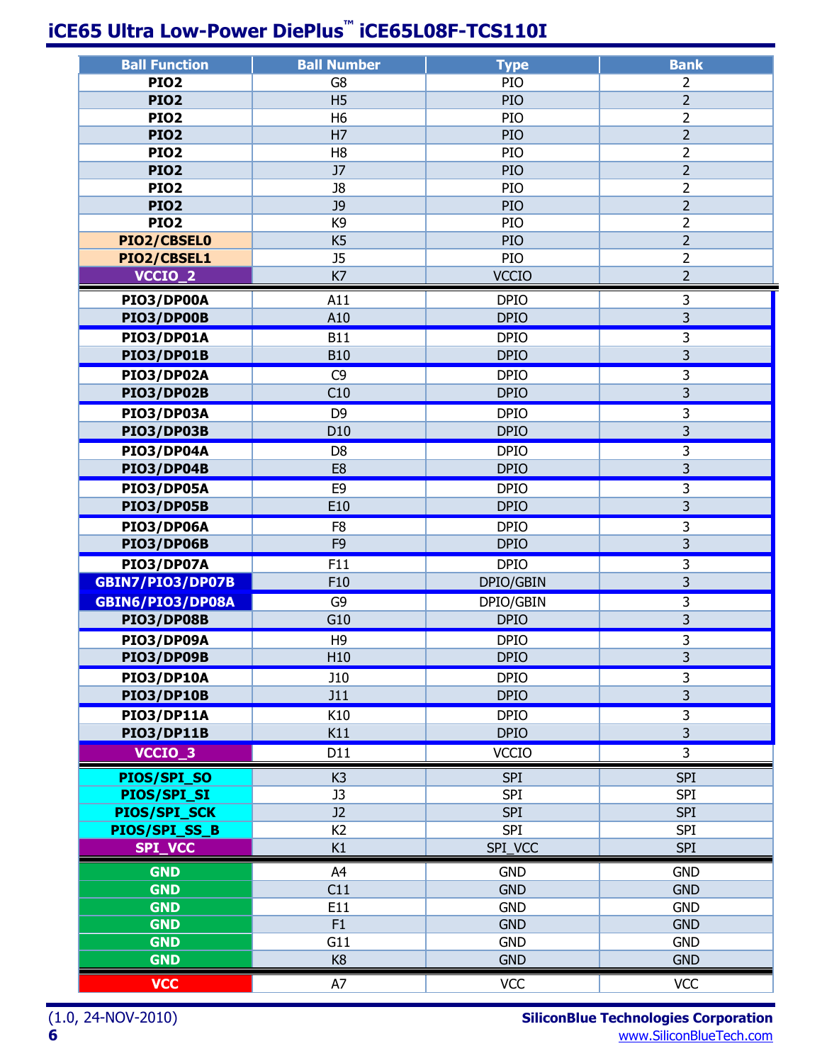| Ball Function | Ball Number | Type | Bank |
|---|---|---|---|
| **PIO2** | G8 | PIO | 2 |
| **PIO2** | H5 | PIO | 2 |
| **PIO2** | H6 | PIO | 2 |
| **PIO2** | H7 | PIO | 2 |
| **PIO2** | H8 | PIO | 2 |
| **PIO2** | J7 | PIO | 2 |
| **PIO2** | J8 | PIO | 2 |
| **PIO2** | J9 | PIO | 2 |
| **PIO2** | K9 | PIO | 2 |
| **PIO2/CBSEL0** | K5 | PIO | 2 |
| **PIO2/CBSEL1** | J5 | PIO | 2 |
| **VCCIO_2** | K7 | VCCIO | 2 |
| **PIO3/DP00A** | A11 | DPIO | 3 |
| **PIO3/DP00B** | A10 | DPIO | 3 |
| **PIO3/DP01A** | B11 | DPIO | 3 |
| **PIO3/DP01B** | B10 | DPIO | 3 |
| **PIO3/DP02A** | C9 | DPIO | 3 |
| **PIO3/DP02B** | C10 | DPIO | 3 |
| **PIO3/DP03A** | D9 | DPIO | 3 |
| **PIO3/DP03B** | D10 | DPIO | 3 |
| **PIO3/DP04A** | D8 | DPIO | 3 |
| **PIO3/DP04B** | E8 | DPIO | 3 |
| **PIO3/DP05A** | E9 | DPIO | 3 |
| **PIO3/DP05B** | E10 | DPIO | 3 |
| **PIO3/DP06A** | F8 | DPIO | 3 |
| **PIO3/DP06B** | F9 | DPIO | 3 |
| **PIO3/DP07A** | F11 | DPIO | 3 |
| **GBIN7/PIO3/DP07B** | F10 | DPIO/GBIN | 3 |
| **GBIN6/PIO3/DP08A** | G9 | DPIO/GBIN | 3 |
| **PIO3/DP08B** | G10 | DPIO | 3 |
| **PIO3/DP09A** | H9 | DPIO | 3 |
| **PIO3/DP09B** | H10 | DPIO | 3 |
| **PIO3/DP10A** | J10 | DPIO | 3 |
| **PIO3/DP10B** | J11 | DPIO | 3 |
| **PIO3/DP11A** | K10 | DPIO | 3 |
| **PIO3/DP11B** | K11 | DPIO | 3 |
| **VCCIO_3** | D11 | VCCIO | 3 |
| **PIOS/SPI_SO** | K3 | SPI | SPI |
| **PIOS/SPI_SI** | J3 | SPI | SPI |
| **PIOS/SPI_SCK** | J2 | SPI | SPI |
| **PIOS/SPI_SS_B** | K2 | SPI | SPI |
| **SPI_VCC** | K1 | SPI_VCC | SPI |
| **GND** | A4 | GND | GND |
| **GND** | C11 | GND | GND |
| **GND** | E11 | GND | GND |
| **GND** | F1 | GND | GND |
| **GND** | G11 | GND | GND |
| **GND** | K8 | GND | GND |
| **VCC** | A7 | VCC | VCC |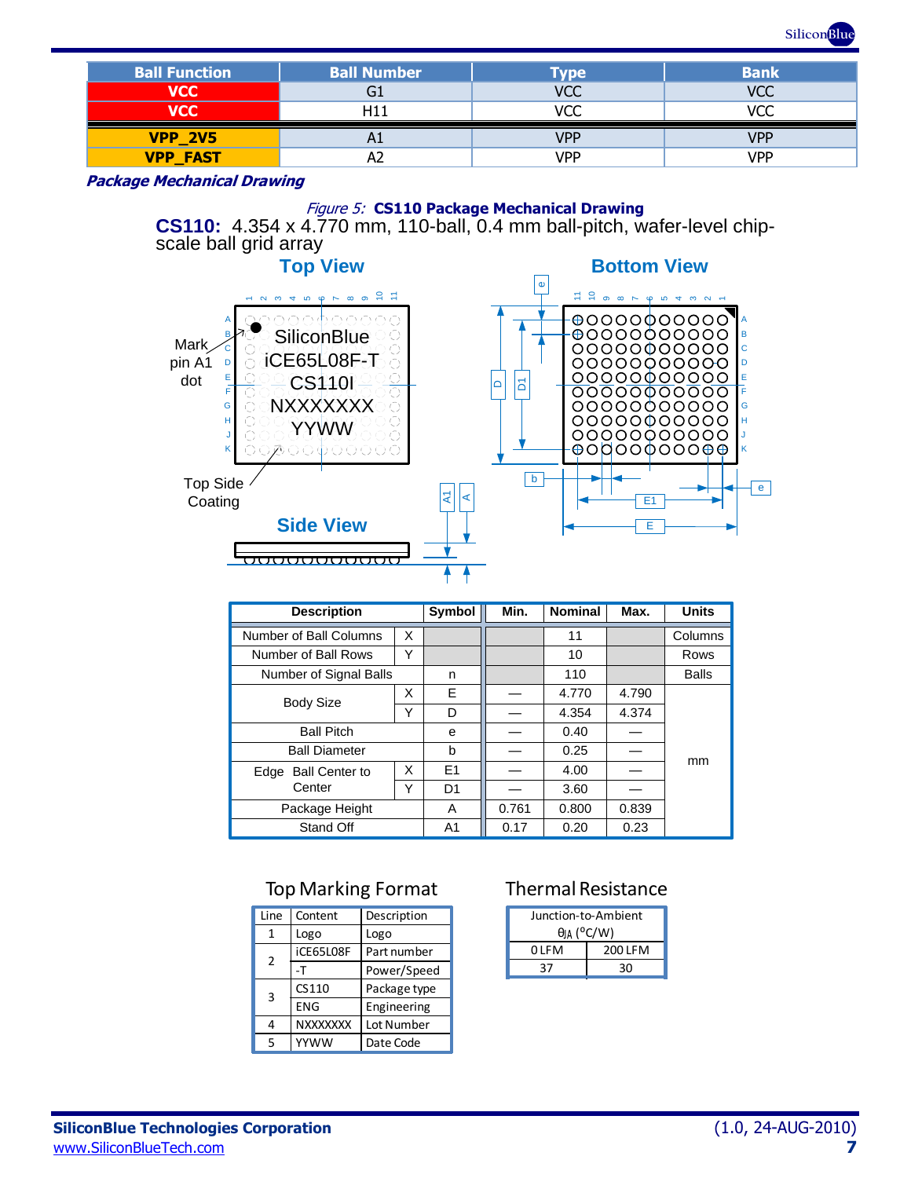| Ball Function | Ball Number | Type | Bank |
|---|---|---|---|
| VCC | G1 | VCC | VCC |
| VCC | H11 | VCC | VCC |
| VPP_2V5 | A1 | VPP | VPP |
| VPP_FAST | A2 | VPP | VPP |

### Package Mechanical Drawing

*Figure 5:* **CS110 Package Mechanical Drawing**

**CS110:** 4.354 x 4.770 mm, 110-ball, 0.4 mm ball-pitch, wafer-level chip-scale ball grid array

**Top View**

Mark pin A1 dot

SiliconBlue
iCE65L08F-T
CS110I
NXXXXXXX
YYWW

Top Side Coating

**Bottom View**

**Side View**

| Description | | Symbol | Min. | Nominal | Max. | Units |
|---|---|---|---|---|---|---|
| Number of Ball Columns | X | | | 11 | | Columns |
| Number of Ball Rows | Y | | | 10 | | Rows |
| Number of Signal Balls | | n | | 110 | | Balls |
| Body Size | X | E | — | 4.770 | 4.790 | mm |
| | Y | D | — | 4.354 | 4.374 | mm |
| Ball Pitch | | e | — | 0.40 | — | mm |
| Ball Diameter | | b | — | 0.25 | — | mm |
| Edge Ball Center to Center | X | E1 | — | 4.00 | — | mm |
| | Y | D1 | — | 3.60 | — | mm |
| Package Height | | A | 0.761 | 0.800 | 0.839 | mm |
| Stand Off | | A1 | 0.17 | 0.20 | 0.23 | mm |

### Top Marking Format

| Line | Content | Description |
|---|---|---|
| 1 | Logo | Logo |
| 2 | iCE65L08F | Part number |
| | -T | Power/Speed |
| 3 | CS110 | Package type |
| | ENG | Engineering |
| 4 | NXXXXXXX | Lot Number |
| 5 | YYWW | Date Code |

### Thermal Resistance

| Junction-to-Ambient $\theta_{JA}$ (°C/W) | |
|---|---|
| 0 LFM | 200 LFM |
| 37 | 30 |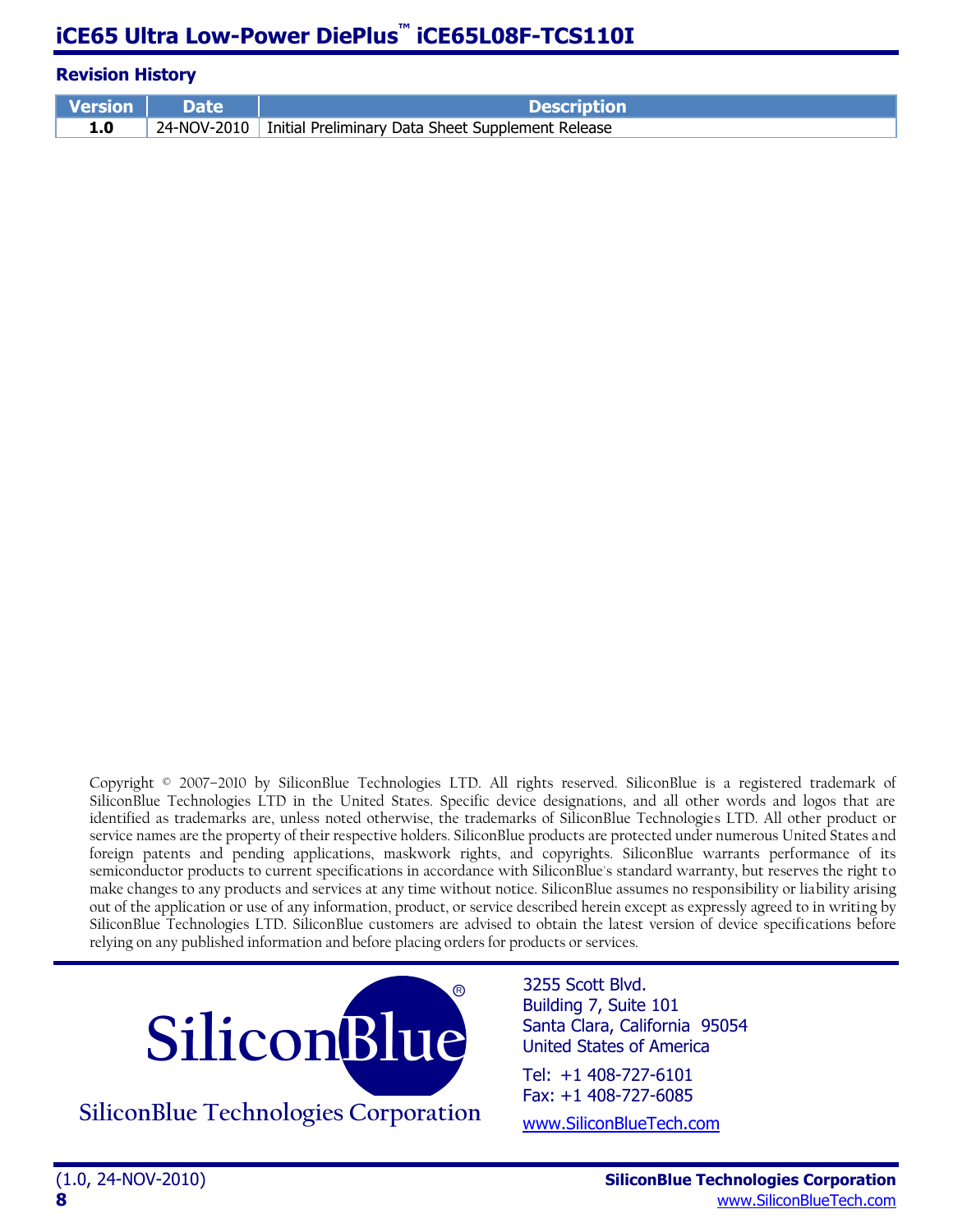## Revision History

| Version | Date | Description |
|---|---|---|
| **1.0** | 24-NOV-2010 | Initial Preliminary Data Sheet Supplement Release |

Copyright © 2007–2010 by SiliconBlue Technologies LTD. All rights reserved. SiliconBlue is a registered trademark of SiliconBlue Technologies LTD in the United States. Specific device designations, and all other words and logos that are identified as trademarks are, unless noted otherwise, the trademarks of SiliconBlue Technologies LTD. All other product or service names are the property of their respective holders. SiliconBlue products are protected under numerous United States and foreign patents and pending applications, maskwork rights, and copyrights. SiliconBlue warrants performance of its semiconductor products to current specifications in accordance with SiliconBlue's standard warranty, but reserves the right to make changes to any products and services at any time without notice. SiliconBlue assumes no responsibility or liability arising out of the application or use of any information, product, or service described herein except as expressly agreed to in writing by SiliconBlue Technologies LTD. SiliconBlue customers are advised to obtain the latest version of device specifications before relying on any published information and before placing orders for products or services.

SiliconBlue®

SiliconBlue Technologies Corporation

3255 Scott Blvd.
Building 7, Suite 101
Santa Clara, California 95054
United States of America

Tel: +1 408-727-6101
Fax: +1 408-727-6085

www.SiliconBlueTech.com